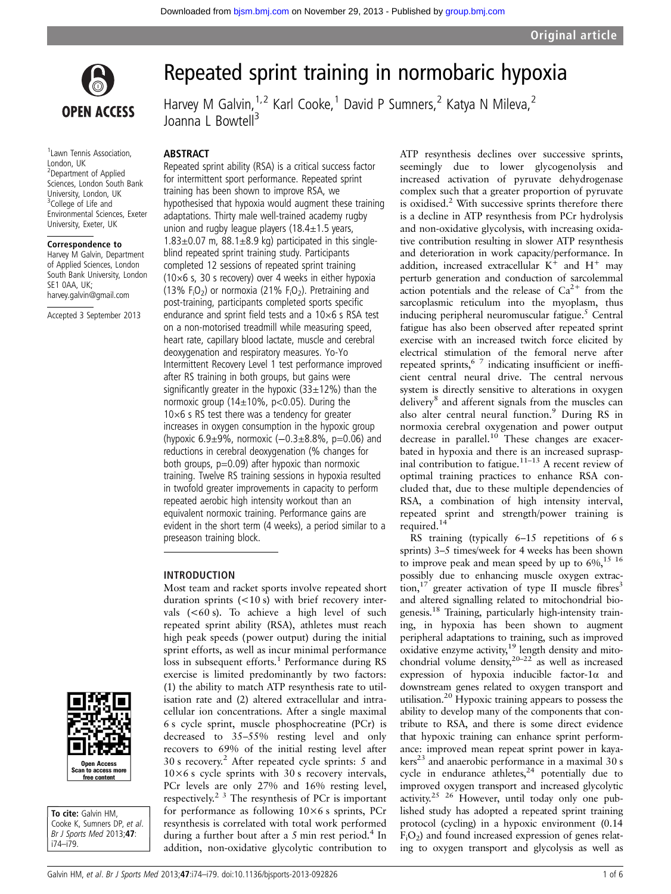# Repeated sprint training in normobaric hypoxia

Harvey M Galvin,[1,2] Karl Cooke,[1] David P Sumners,[2] Katya N Mileva,[2] Joanna L Bowtell[3]

[1]Lawn Tennis Association, London, UK
[2]Department of Applied Sciences, London South Bank University, London, UK
[3]College of Life and Environmental Sciences, Exeter University, Exeter, UK

**Correspondence to**
Harvey M Galvin, Department of Applied Sciences, London South Bank University, London SE1 0AA, UK; harvey.galvin@gmail.com

Accepted 3 September 2013

**To cite:** Galvin HM, Cooke K, Sumners DP, *et al*. *Br J Sports Med* 2013;**47**: i74–i79.

## ABSTRACT

Repeated sprint ability (RSA) is a critical success factor for intermittent sport performance. Repeated sprint training has been shown to improve RSA, we hypothesised that hypoxia would augment these training adaptations. Thirty male well-trained academy rugby union and rugby league players (18.4±1.5 years, 1.83±0.07 m, 88.1±8.9 kg) participated in this single-blind repeated sprint training study. Participants completed 12 sessions of repeated sprint training (10×6 s, 30 s recovery) over 4 weeks in either hypoxia (13% $F_iO_2$) or normoxia (21% $F_iO_2$). Pretraining and post-training, participants completed sports specific endurance and sprint field tests and a 10×6 s RSA test on a non-motorised treadmill while measuring speed, heart rate, capillary blood lactate, muscle and cerebral deoxygenation and respiratory measures. Yo-Yo Intermittent Recovery Level 1 test performance improved after RS training in both groups, but gains were significantly greater in the hypoxic (33±12%) than the normoxic group (14±10%, p<0.05). During the 10×6 s RS test there was a tendency for greater increases in oxygen consumption in the hypoxic group (hypoxic 6.9±9%, normoxic (−0.3±8.8%, p=0.06) and reductions in cerebral deoxygenation (% changes for both groups, p=0.09) after hypoxic than normoxic training. Twelve RS training sessions in hypoxia resulted in twofold greater improvements in capacity to perform repeated aerobic high intensity workout than an equivalent normoxic training. Performance gains are evident in the short term (4 weeks), a period similar to a preseason training block.

## INTRODUCTION

Most team and racket sports involve repeated short duration sprints (<10 s) with brief recovery intervals (<60 s). To achieve a high level of such repeated sprint ability (RSA), athletes must reach high peak speeds (power output) during the initial sprint efforts, as well as incur minimal performance loss in subsequent efforts.[1] Performance during RS exercise is limited predominantly by two factors: (1) the ability to match ATP resynthesis rate to utilisation rate and (2) altered extracellular and intracellular ion concentrations. After a single maximal 6 s cycle sprint, muscle phosphocreatine (PCr) is decreased to 35–55% resting level and only recovers to 69% of the initial resting level after 30 s recovery.[2] After repeated cycle sprints: 5 and 10×6 s cycle sprints with 30 s recovery intervals, PCr levels are only 27% and 16% resting level, respectively.[2,3] The resynthesis of PCr is important for performance as following 10×6 s sprints, PCr resynthesis is correlated with total work performed during a further bout after a 5 min rest period.[4] In addition, non-oxidative glycolytic contribution to ATP resynthesis declines over successive sprints, seemingly due to lower glycogenolysis and increased activation of pyruvate dehydrogenase complex such that a greater proportion of pyruvate is oxidised.[2] With successive sprints therefore there is a decline in ATP resynthesis from PCr hydrolysis and non-oxidative glycolysis, with increasing oxidative contribution resulting in slower ATP resynthesis and deterioration in work capacity/performance. In addition, increased extracellular $K^+$ and $H^+$ may perturb generation and conduction of sarcolemmal action potentials and the release of $Ca^{2+}$ from the sarcoplasmic reticulum into the myoplasm, thus inducing peripheral neuromuscular fatigue.[5] Central fatigue has also been observed after repeated sprint exercise with an increased twitch force elicited by electrical stimulation of the femoral nerve after repeated sprints,[6,7] indicating insufficient or inefficient central neural drive. The central nervous system is directly sensitive to alterations in oxygen delivery[8] and afferent signals from the muscles can also alter central neural function.[9] During RS in normoxia cerebral oxygenation and power output decrease in parallel.[10] These changes are exacerbated in hypoxia and there is an increased supraspinal contribution to fatigue.[11–13] A recent review of optimal training practices to enhance RSA concluded that, due to these multiple dependencies of RSA, a combination of high intensity interval, repeated sprint and strength/power training is required.[14]

RS training (typically 6–15 repetitions of 6 s sprints) 3–5 times/week for 4 weeks has been shown to improve peak and mean speed by up to 6%,[15,16] possibly due to enhancing muscle oxygen extraction,[17] greater activation of type II muscle fibres[3] and altered signalling related to mitochondrial biogenesis.[18] Training, particularly high-intensity training, in hypoxia has been shown to augment peripheral adaptations to training, such as improved oxidative enzyme activity,[19] length density and mitochondrial volume density,[20–22] as well as increased expression of hypoxia inducible factor-1α and downstream genes related to oxygen transport and utilisation.[20] Hypoxic training appears to possess the ability to develop many of the components that contribute to RSA, and there is some direct evidence that hypoxic training can enhance sprint performance: improved mean repeat sprint power in kayakers[23] and anaerobic performance in a maximal 30 s cycle in endurance athletes,[24] potentially due to improved oxygen transport and increased glycolytic activity.[25,26] However, until today only one published study has adopted a repeated sprint training protocol (cycling) in a hypoxic environment (0.14 $F_iO_2$) and found increased expression of genes relating to oxygen transport and glycolysis as well as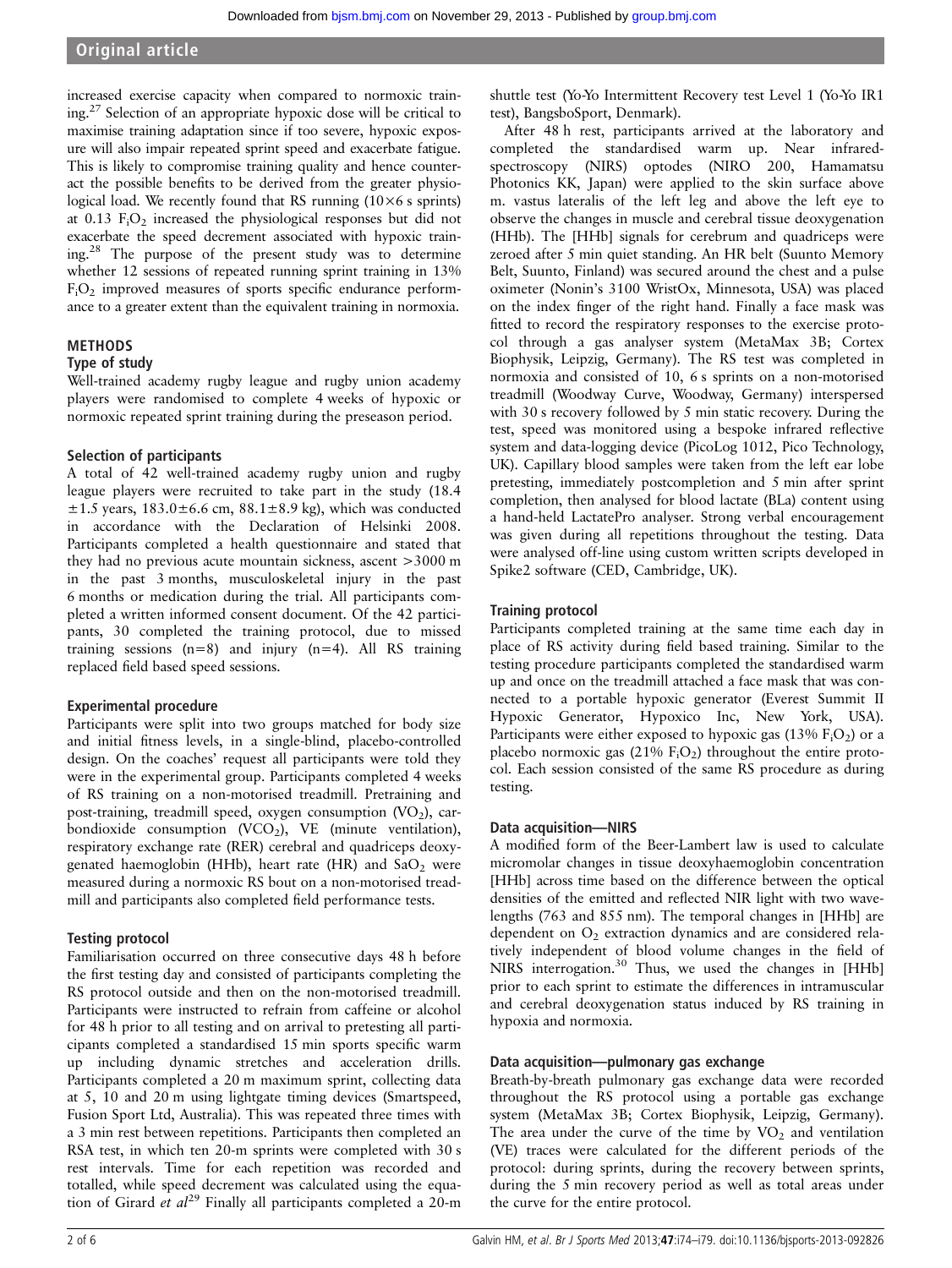increased exercise capacity when compared to normoxic training.[27] Selection of an appropriate hypoxic dose will be critical to maximise training adaptation since if too severe, hypoxic exposure will also impair repeated sprint speed and exacerbate fatigue. This is likely to compromise training quality and hence counteract the possible benefits to be derived from the greater physiological load. We recently found that RS running (10×6 s sprints) at 0.13 $F_iO_2$ increased the physiological responses but did not exacerbate the speed decrement associated with hypoxic training.[28] The purpose of the present study was to determine whether 12 sessions of repeated running sprint training in 13% $F_iO_2$ improved measures of sports specific endurance performance to a greater extent than the equivalent training in normoxia.

## METHODS

### Type of study

Well-trained academy rugby league and rugby union academy players were randomised to complete 4 weeks of hypoxic or normoxic repeated sprint training during the preseason period.

### Selection of participants

A total of 42 well-trained academy rugby union and rugby league players were recruited to take part in the study (18.4 ±1.5 years, 183.0±6.6 cm, 88.1±8.9 kg), which was conducted in accordance with the Declaration of Helsinki 2008. Participants completed a health questionnaire and stated that they had no previous acute mountain sickness, ascent >3000 m in the past 3 months, musculoskeletal injury in the past 6 months or medication during the trial. All participants completed a written informed consent document. Of the 42 participants, 30 completed the training protocol, due to missed training sessions (n=8) and injury (n=4). All RS training replaced field based speed sessions.

### Experimental procedure

Participants were split into two groups matched for body size and initial fitness levels, in a single-blind, placebo-controlled design. On the coaches' request all participants were told they were in the experimental group. Participants completed 4 weeks of RS training on a non-motorised treadmill. Pretraining and post-training, treadmill speed, oxygen consumption ($VO_2$), carbondioxide consumption ($VCO_2$), VE (minute ventilation), respiratory exchange rate (RER) cerebral and quadriceps deoxygenated haemoglobin (HHb), heart rate (HR) and $SaO_2$ were measured during a normoxic RS bout on a non-motorised treadmill and participants also completed field performance tests.

### Testing protocol

Familiarisation occurred on three consecutive days 48 h before the first testing day and consisted of participants completing the RS protocol outside and then on the non-motorised treadmill. Participants were instructed to refrain from caffeine or alcohol for 48 h prior to all testing and on arrival to pretesting all participants completed a standardised 15 min sports specific warm up including dynamic stretches and acceleration drills. Participants completed a 20 m maximum sprint, collecting data at 5, 10 and 20 m using lightgate timing devices (Smartspeed, Fusion Sport Ltd, Australia). This was repeated three times with a 3 min rest between repetitions. Participants then completed an RSA test, in which ten 20-m sprints were completed with 30 s rest intervals. Time for each repetition was recorded and totalled, while speed decrement was calculated using the equation of Girard *et al*[29] Finally all participants completed a 20-m shuttle test (Yo-Yo Intermittent Recovery test Level 1 (Yo-Yo IR1 test), BangsboSport, Denmark).

After 48 h rest, participants arrived at the laboratory and completed the standardised warm up. Near infrared-spectroscopy (NIRS) optodes (NIRO 200, Hamamatsu Photonics KK, Japan) were applied to the skin surface above m. vastus lateralis of the left leg and above the left eye to observe the changes in muscle and cerebral tissue deoxygenation (HHb). The [HHb] signals for cerebrum and quadriceps were zeroed after 5 min quiet standing. An HR belt (Suunto Memory Belt, Suunto, Finland) was secured around the chest and a pulse oximeter (Nonin's 3100 WristOx, Minnesota, USA) was placed on the index finger of the right hand. Finally a face mask was fitted to record the respiratory responses to the exercise protocol through a gas analyser system (MetaMax 3B; Cortex Biophysik, Leipzig, Germany). The RS test was completed in normoxia and consisted of 10, 6 s sprints on a non-motorised treadmill (Woodway Curve, Woodway, Germany) interspersed with 30 s recovery followed by 5 min static recovery. During the test, speed was monitored using a bespoke infrared reflective system and data-logging device (PicoLog 1012, Pico Technology, UK). Capillary blood samples were taken from the left ear lobe pretesting, immediately postcompletion and 5 min after sprint completion, then analysed for blood lactate (BLa) content using a hand-held LactatePro analyser. Strong verbal encouragement was given during all repetitions throughout the testing. Data were analysed off-line using custom written scripts developed in Spike2 software (CED, Cambridge, UK).

### Training protocol

Participants completed training at the same time each day in place of RS activity during field based training. Similar to the testing procedure participants completed the standardised warm up and once on the treadmill attached a face mask that was connected to a portable hypoxic generator (Everest Summit II Hypoxic Generator, Hypoxico Inc, New York, USA). Participants were either exposed to hypoxic gas (13% $F_iO_2$) or a placebo normoxic gas (21% $F_iO_2$) throughout the entire protocol. Each session consisted of the same RS procedure as during testing.

### Data acquisition—NIRS

A modified form of the Beer-Lambert law is used to calculate micromolar changes in tissue deoxyhaemoglobin concentration [HHb] across time based on the difference between the optical densities of the emitted and reflected NIR light with two wavelengths (763 and 855 nm). The temporal changes in [HHb] are dependent on $O_2$ extraction dynamics and are considered relatively independent of blood volume changes in the field of NIRS interrogation.[30] Thus, we used the changes in [HHb] prior to each sprint to estimate the differences in intramuscular and cerebral deoxygenation status induced by RS training in hypoxia and normoxia.

### Data acquisition—pulmonary gas exchange

Breath-by-breath pulmonary gas exchange data were recorded throughout the RS protocol using a portable gas exchange system (MetaMax 3B; Cortex Biophysik, Leipzig, Germany). The area under the curve of the time by $VO_2$ and ventilation (VE) traces were calculated for the different periods of the protocol: during sprints, during the recovery between sprints, during the 5 min recovery period as well as total areas under the curve for the entire protocol.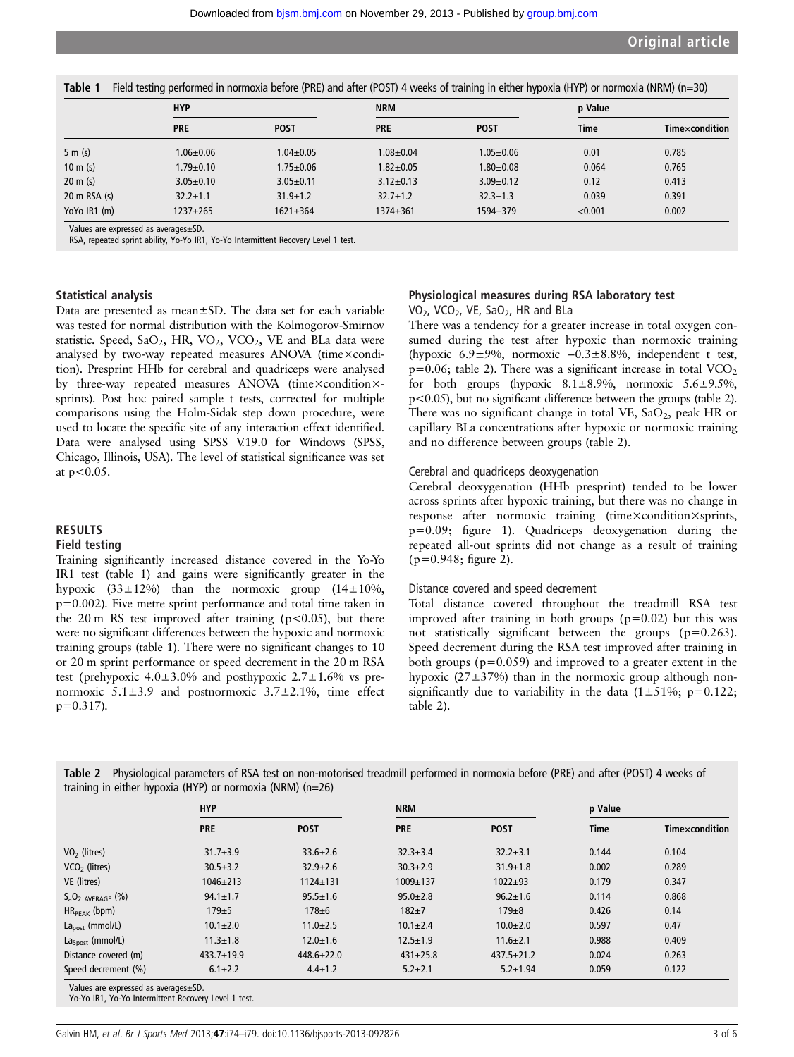**Table 1** Field testing performed in normoxia before (PRE) and after (POST) 4 weeks of training in either hypoxia (HYP) or normoxia (NRM) (n=30)

| | HYP | | NRM | | p Value | |
|---|---|---|---|---|---|---|
| | PRE | POST | PRE | POST | Time | Time×condition |
| 5 m (s) | 1.06±0.06 | 1.04±0.05 | 1.08±0.04 | 1.05±0.06 | 0.01 | 0.785 |
| 10 m (s) | 1.79±0.10 | 1.75±0.06 | 1.82±0.05 | 1.80±0.08 | 0.064 | 0.765 |
| 20 m (s) | 3.05±0.10 | 3.05±0.11 | 3.12±0.13 | 3.09±0.12 | 0.12 | 0.413 |
| 20 m RSA (s) | 32.2±1.1 | 31.9±1.2 | 32.7±1.2 | 32.3±1.3 | 0.039 | 0.391 |
| YoYo IR1 (m) | 1237±265 | 1621±364 | 1374±361 | 1594±379 | <0.001 | 0.002 |

Values are expressed as averages±SD.
RSA, repeated sprint ability, Yo-Yo IR1, Yo-Yo Intermittent Recovery Level 1 test.

### Statistical analysis

Data are presented as mean±SD. The data set for each variable was tested for normal distribution with the Kolmogorov-Smirnov statistic. Speed, $SaO_2$, HR, $VO_2$, $VCO_2$, VE and BLa data were analysed by two-way repeated measures ANOVA (time×condition). Presprint HHb for cerebral and quadriceps were analysed by three-way repeated measures ANOVA (time×condition×sprints). Post hoc paired sample t tests, corrected for multiple comparisons using the Holm-Sidak step down procedure, were used to locate the specific site of any interaction effect identified. Data were analysed using SPSS V.19.0 for Windows (SPSS, Chicago, Illinois, USA). The level of statistical significance was set at $p<0.05$.

## RESULTS

### Field testing

Training significantly increased distance covered in the Yo-Yo IR1 test (table 1) and gains were significantly greater in the hypoxic (33±12%) than the normoxic group (14±10%, p=0.002). Five metre sprint performance and total time taken in the 20 m RS test improved after training ($p<0.05$), but there were no significant differences between the hypoxic and normoxic training groups (table 1). There were no significant changes to 10 or 20 m sprint performance or speed decrement in the 20 m RSA test (prehypoxic 4.0±3.0% and posthypoxic 2.7±1.6% vs prenormoxic 5.1±3.9 and postnormoxic 3.7±2.1%, time effect p=0.317).

### Physiological measures during RSA laboratory test

$VO_2$, $VCO_2$, VE, $SaO_2$, HR and BLa

There was a tendency for a greater increase in total oxygen consumed during the test after hypoxic than normoxic training (hypoxic 6.9±9%, normoxic −0.3±8.8%, independent t test, p=0.06; table 2). There was a significant increase in total $VCO_2$ for both groups (hypoxic 8.1±8.9%, normoxic 5.6±9.5%, $p<0.05$), but no significant difference between the groups (table 2). There was no significant change in total VE, $SaO_2$, peak HR or capillary BLa concentrations after hypoxic or normoxic training and no difference between groups (table 2).

Cerebral and quadriceps deoxygenation

Cerebral deoxygenation (HHb presprint) tended to be lower across sprints after hypoxic training, but there was no change in response after normoxic training (time×condition×sprints, p=0.09; figure 1). Quadriceps deoxygenation during the repeated all-out sprints did not change as a result of training (p=0.948; figure 2).

Distance covered and speed decrement

Total distance covered throughout the treadmill RSA test improved after training in both groups (p=0.02) but this was not statistically significant between the groups (p=0.263). Speed decrement during the RSA test improved after training in both groups (p=0.059) and improved to a greater extent in the hypoxic (27±37%) than in the normoxic group although non-significantly due to variability in the data (1±51%; p=0.122; table 2).

**Table 2** Physiological parameters of RSA test on non-motorised treadmill performed in normoxia before (PRE) and after (POST) 4 weeks of training in either hypoxia (HYP) or normoxia (NRM) (n=26)

| | HYP | | NRM | | p Value | |
|---|---|---|---|---|---|---|
| | PRE | POST | PRE | POST | Time | Time×condition |
| $VO_2$ (litres) | 31.7±3.9 | 33.6±2.6 | 32.3±3.4 | 32.2±3.1 | 0.144 | 0.104 |
| $VCO_2$ (litres) | 30.5±3.2 | 32.9±2.6 | 30.3±2.9 | 31.9±1.8 | 0.002 | 0.289 |
| VE (litres) | 1046±213 | 1124±131 | 1009±137 | 1022±93 | 0.179 | 0.347 |
| $S_aO_{2\ AVERAGE}$ (%) | 94.1±1.7 | 95.5±1.6 | 95.0±2.8 | 96.2±1.6 | 0.114 | 0.868 |
| $HR_{PEAK}$ (bpm) | 179±5 | 178±6 | 182±7 | 179±8 | 0.426 | 0.14 |
| $La_{post}$ (mmol/L) | 10.1±2.0 | 11.0±2.5 | 10.1±2.4 | 10.0±2.0 | 0.597 | 0.47 |
| $La_{5post}$ (mmol/L) | 11.3±1.8 | 12.0±1.6 | 12.5±1.9 | 11.6±2.1 | 0.988 | 0.409 |
| Distance covered (m) | 433.7±19.9 | 448.6±22.0 | 431±25.8 | 437.5±21.2 | 0.024 | 0.263 |
| Speed decrement (%) | 6.1±2.2 | 4.4±1.2 | 5.2±2.1 | 5.2±1.94 | 0.059 | 0.122 |

Values are expressed as averages±SD.
Yo-Yo IR1, Yo-Yo Intermittent Recovery Level 1 test.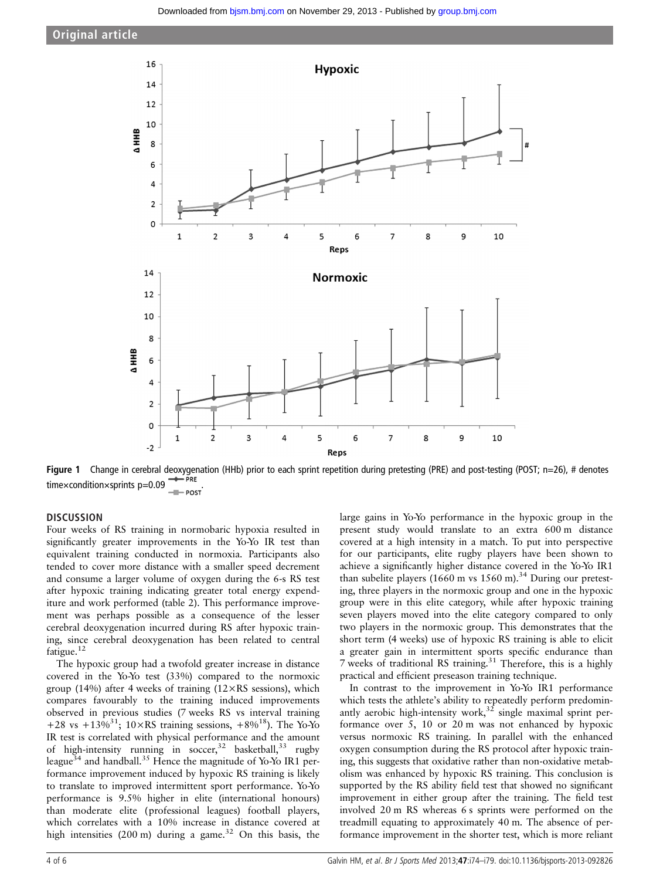Figure 1 Change in cerebral deoxygenation (HHb) prior to each sprint repetition during pretesting (PRE) and post-testing (POST; n=26), # denotes time×condition×sprints p=0.09.

## DISCUSSION

Four weeks of RS training in normobaric hypoxia resulted in significantly greater improvements in the Yo-Yo IR test than equivalent training conducted in normoxia. Participants also tended to cover more distance with a smaller speed decrement and consume a larger volume of oxygen during the 6-s RS test after hypoxic training indicating greater total energy expenditure and work performed (table 2). This performance improvement was perhaps possible as a consequence of the lesser cerebral deoxygenation incurred during RS after hypoxic training, since cerebral deoxygenation has been related to central fatigue.[12]

The hypoxic group had a twofold greater increase in distance covered in the Yo-Yo test (33%) compared to the normoxic group (14%) after 4 weeks of training (12×RS sessions), which compares favourably to the training induced improvements observed in previous studies (7 weeks RS vs interval training +28 vs +13%[31]; 10×RS training sessions, +8%[18]). The Yo-Yo IR test is correlated with physical performance and the amount of high-intensity running in soccer,[32] basketball,[33] rugby league[34] and handball.[35] Hence the magnitude of Yo-Yo IR1 performance improvement induced by hypoxic RS training is likely to translate to improved intermittent sport performance. Yo-Yo performance is 9.5% higher in elite (international honours) than moderate elite (professional leagues) football players, which correlates with a 10% increase in distance covered at high intensities (200 m) during a game.[32] On this basis, the large gains in Yo-Yo performance in the hypoxic group in the present study would translate to an extra 600 m distance covered at a high intensity in a match. To put into perspective for our participants, elite rugby players have been shown to achieve a significantly higher distance covered in the Yo-Yo IR1 than subelite players (1660 m vs 1560 m).[34] During our pretesting, three players in the normoxic group and one in the hypoxic group were in this elite category, while after hypoxic training seven players moved into the elite category compared to only two players in the normoxic group. This demonstrates that the short term (4 weeks) use of hypoxic RS training is able to elicit a greater gain in intermittent sports specific endurance than 7 weeks of traditional RS training.[31] Therefore, this is a highly practical and efficient preseason training technique.

In contrast to the improvement in Yo-Yo IR1 performance which tests the athlete's ability to repeatedly perform predominantly aerobic high-intensity work,[32] single maximal sprint performance over 5, 10 or 20 m was not enhanced by hypoxic versus normoxic RS training. In parallel with the enhanced oxygen consumption during the RS protocol after hypoxic training, this suggests that oxidative rather than non-oxidative metabolism was enhanced by hypoxic RS training. This conclusion is supported by the RS ability field test that showed no significant improvement in either group after the training. The field test involved 20 m RS whereas 6 s sprints were performed on the treadmill equating to approximately 40 m. The absence of performance improvement in the shorter test, which is more reliant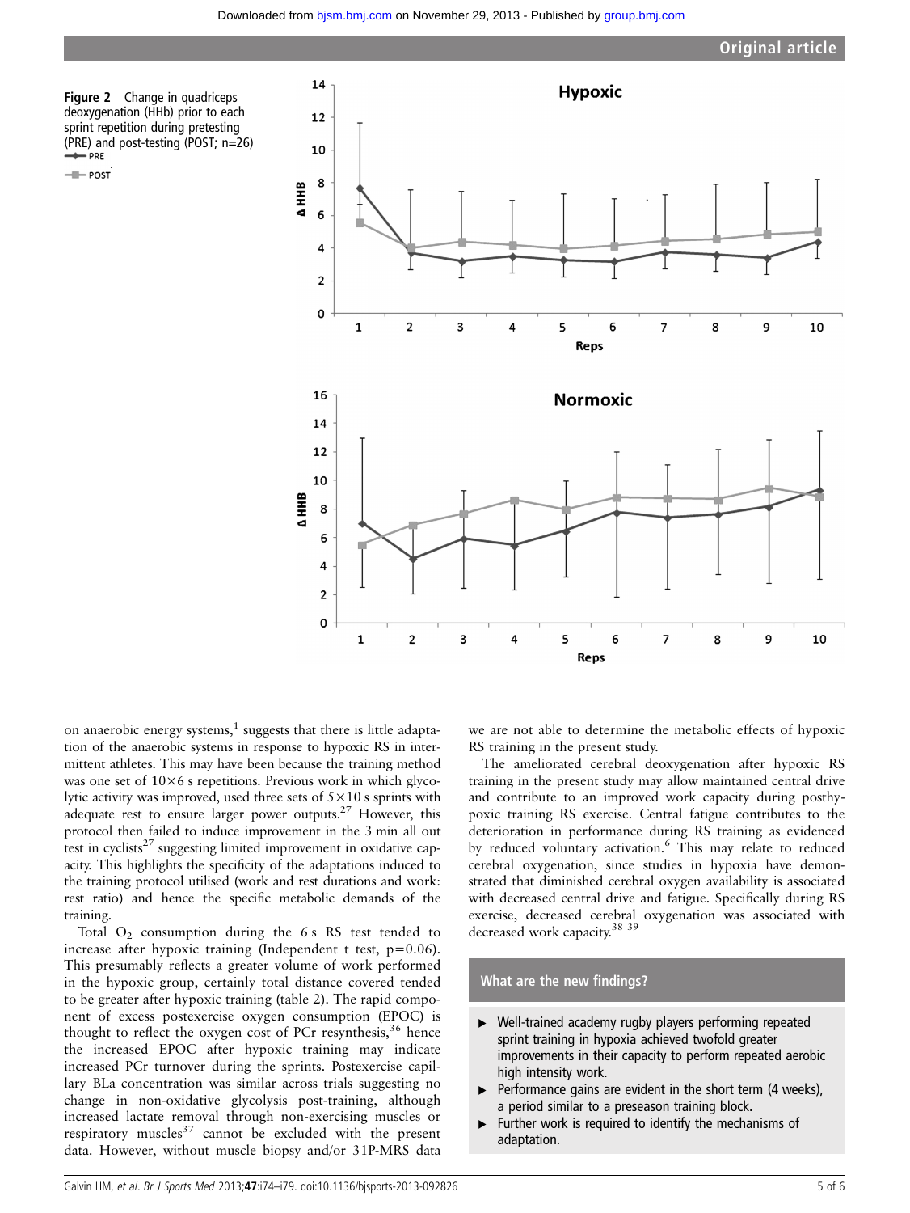**Figure 2** Change in quadriceps deoxygenation (HHb) prior to each sprint repetition during pretesting (PRE) and post-testing (POST; n=26)

on anaerobic energy systems,[1] suggests that there is little adaptation of the anaerobic systems in response to hypoxic RS in intermittent athletes. This may have been because the training method was one set of 10×6 s repetitions. Previous work in which glycolytic activity was improved, used three sets of 5×10 s sprints with adequate rest to ensure larger power outputs.[27] However, this protocol then failed to induce improvement in the 3 min all out test in cyclists[27] suggesting limited improvement in oxidative capacity. This highlights the specificity of the adaptations induced to the training protocol utilised (work and rest durations and work: rest ratio) and hence the specific metabolic demands of the training.

Total $O_2$ consumption during the 6 s RS test tended to increase after hypoxic training (Independent t test, $p=0.06$). This presumably reflects a greater volume of work performed in the hypoxic group, certainly total distance covered tended to be greater after hypoxic training (table 2). The rapid component of excess postexercise oxygen consumption (EPOC) is thought to reflect the oxygen cost of PCr resynthesis,[36] hence the increased EPOC after hypoxic training may indicate increased PCr turnover during the sprints. Postexercise capillary BLa concentration was similar across trials suggesting no change in non-oxidative glycolysis post-training, although increased lactate removal through non-exercising muscles or respiratory muscles[37] cannot be excluded with the present data. However, without muscle biopsy and/or 31P-MRS data we are not able to determine the metabolic effects of hypoxic RS training in the present study.

The ameliorated cerebral deoxygenation after hypoxic RS training in the present study may allow maintained central drive and contribute to an improved work capacity during posthypoxic training RS exercise. Central fatigue contributes to the deterioration in performance during RS training as evidenced by reduced voluntary activation.[6] This may relate to reduced cerebral oxygenation, since studies in hypoxia have demonstrated that diminished cerebral oxygen availability is associated with decreased central drive and fatigue. Specifically during RS exercise, decreased cerebral oxygenation was associated with decreased work capacity.[38 39]

### What are the new findings?

- Well-trained academy rugby players performing repeated sprint training in hypoxia achieved twofold greater improvements in their capacity to perform repeated aerobic high intensity work.
- Performance gains are evident in the short term (4 weeks), a period similar to a preseason training block.
- Further work is required to identify the mechanisms of adaptation.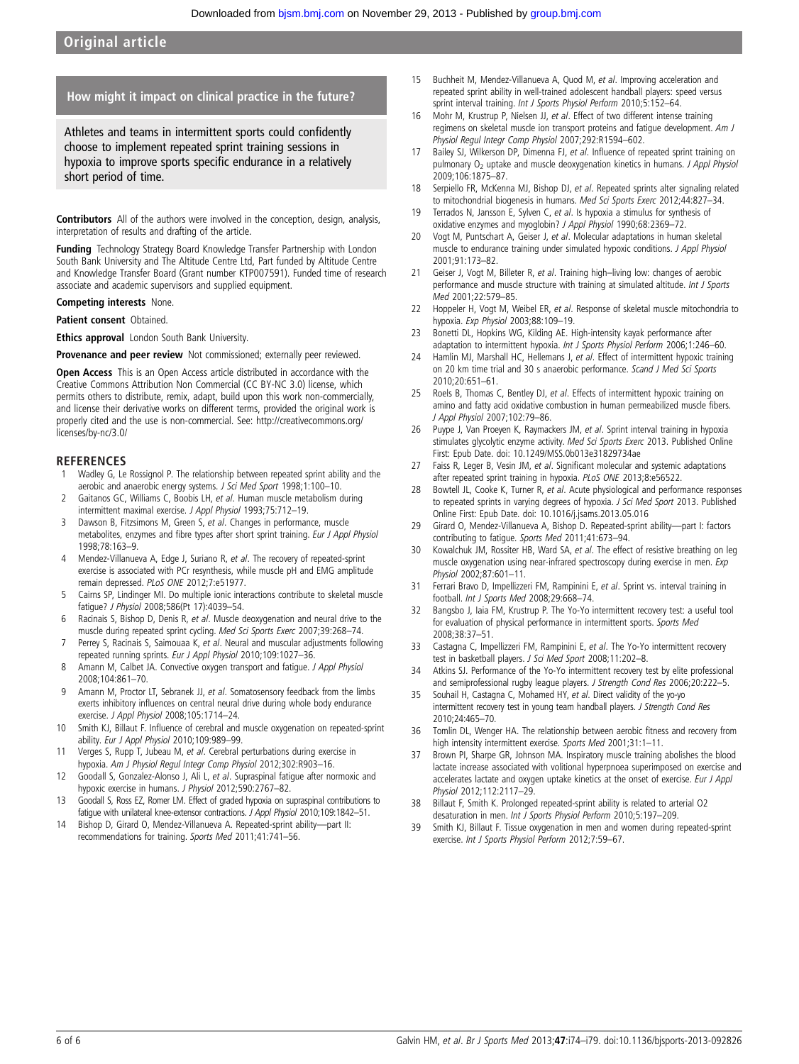## How might it impact on clinical practice in the future?

Athletes and teams in intermittent sports could confidently choose to implement repeated sprint training sessions in hypoxia to improve sports specific endurance in a relatively short period of time.

**Contributors** All of the authors were involved in the conception, design, analysis, interpretation of results and drafting of the article.

**Funding** Technology Strategy Board Knowledge Transfer Partnership with London South Bank University and The Altitude Centre Ltd, Part funded by Altitude Centre and Knowledge Transfer Board (Grant number KTP007591). Funded time of research associate and academic supervisors and supplied equipment.

**Competing interests** None.

**Patient consent** Obtained.

**Ethics approval** London South Bank University.

**Provenance and peer review** Not commissioned; externally peer reviewed.

**Open Access** This is an Open Access article distributed in accordance with the Creative Commons Attribution Non Commercial (CC BY-NC 3.0) license, which permits others to distribute, remix, adapt, build upon this work non-commercially, and license their derivative works on different terms, provided the original work is properly cited and the use is non-commercial. See: http://creativecommons.org/licenses/by-nc/3.0/

## REFERENCES

1. Wadley G, Le Rossignol P. The relationship between repeated sprint ability and the aerobic and anaerobic energy systems. *J Sci Med Sport* 1998;1:100–10.
2. Gaitanos GC, Williams C, Boobis LH, *et al*. Human muscle metabolism during intermittent maximal exercise. *J Appl Physiol* 1993;75:712–19.
3. Dawson B, Fitzsimons M, Green S, *et al*. Changes in performance, muscle metabolites, enzymes and fibre types after short sprint training. *Eur J Appl Physiol* 1998;78:163–9.
4. Mendez-Villanueva A, Edge J, Suriano R, *et al*. The recovery of repeated-sprint exercise is associated with PCr resynthesis, while muscle pH and EMG amplitude remain depressed. *PLoS ONE* 2012;7:e51977.
5. Cairns SP, Lindinger MI. Do multiple ionic interactions contribute to skeletal muscle fatigue? *J Physiol* 2008;586(Pt 17):4039–54.
6. Racinais S, Bishop D, Denis R, *et al*. Muscle deoxygenation and neural drive to the muscle during repeated sprint cycling. *Med Sci Sports Exerc* 2007;39:268–74.
7. Perrey S, Racinais S, Saimouaa K, *et al*. Neural and muscular adjustments following repeated running sprints. *Eur J Appl Physiol* 2010;109:1027–36.
8. Amann M, Calbet JA. Convective oxygen transport and fatigue. *J Appl Physiol* 2008;104:861–70.
9. Amann M, Proctor LT, Sebranek JJ, *et al*. Somatosensory feedback from the limbs exerts inhibitory influences on central neural drive during whole body endurance exercise. *J Appl Physiol* 2008;105:1714–24.
10. Smith KJ, Billaut F. Influence of cerebral and muscle oxygenation on repeated-sprint ability. *Eur J Appl Physiol* 2010;109:989–99.
11. Verges S, Rupp T, Jubeau M, *et al*. Cerebral perturbations during exercise in hypoxia. *Am J Physiol Regul Integr Comp Physiol* 2012;302:R903–16.
12. Goodall S, Gonzalez-Alonso J, Ali L, *et al*. Supraspinal fatigue after normoxic and hypoxic exercise in humans. *J Physiol* 2012;590:2767–82.
13. Goodall S, Ross EZ, Romer LM. Effect of graded hypoxia on supraspinal contributions to fatigue with unilateral knee-extensor contractions. *J Appl Physiol* 2010;109:1842–51.
14. Bishop D, Girard O, Mendez-Villanueva A. Repeated-sprint ability—part II: recommendations for training. *Sports Med* 2011;41:741–56.
15. Buchheit M, Mendez-Villanueva A, Quod M, *et al*. Improving acceleration and repeated sprint ability in well-trained adolescent handball players: speed versus sprint interval training. *Int J Sports Physiol Perform* 2010;5:152–64.
16. Mohr M, Krustrup P, Nielsen JJ, *et al*. Effect of two different intense training regimens on skeletal muscle ion transport proteins and fatigue development. *Am J Physiol Regul Integr Comp Physiol* 2007;292:R1594–602.
17. Bailey SJ, Wilkerson DP, Dimenna FJ, *et al*. Influence of repeated sprint training on pulmonary $O_2$ uptake and muscle deoxygenation kinetics in humans. *J Appl Physiol* 2009;106:1875–87.
18. Serpiello FR, McKenna MJ, Bishop DJ, *et al*. Repeated sprints alter signaling related to mitochondrial biogenesis in humans. *Med Sci Sports Exerc* 2012;44:827–34.
19. Terrados N, Jansson E, Sylven C, *et al*. Is hypoxia a stimulus for synthesis of oxidative enzymes and myoglobin? *J Appl Physiol* 1990;68:2369–72.
20. Vogt M, Puntschart A, Geiser J, *et al*. Molecular adaptations in human skeletal muscle to endurance training under simulated hypoxic conditions. *J Appl Physiol* 2001;91:173–82.
21. Geiser J, Vogt M, Billeter R, *et al*. Training high–living low: changes of aerobic performance and muscle structure with training at simulated altitude. *Int J Sports Med* 2001;22:579–85.
22. Hoppeler H, Vogt M, Weibel ER, *et al*. Response of skeletal muscle mitochondria to hypoxia. *Exp Physiol* 2003;88:109–19.
23. Bonetti DL, Hopkins WG, Kilding AE. High-intensity kayak performance after adaptation to intermittent hypoxia. *Int J Sports Physiol Perform* 2006;1:246–60.
24. Hamlin MJ, Marshall HC, Hellemans J, *et al*. Effect of intermittent hypoxic training on 20 km time trial and 30 s anaerobic performance. *Scand J Med Sci Sports* 2010;20:651–61.
25. Roels B, Thomas C, Bentley DJ, *et al*. Effects of intermittent hypoxic training on amino and fatty acid oxidative combustion in human permeabilized muscle fibers. *J Appl Physiol* 2007;102:79–86.
26. Puype J, Van Proeyen K, Raymackers JM, *et al*. Sprint interval training in hypoxia stimulates glycolytic enzyme activity. *Med Sci Sports Exerc* 2013. Published Online First: Epub Date. doi: 10.1249/MSS.0b013e31829734ae
27. Faiss R, Leger B, Vesin JM, *et al*. Significant molecular and systemic adaptations after repeated sprint training in hypoxia. *PLoS ONE* 2013;8:e56522.
28. Bowtell JL, Cooke K, Turner R, *et al*. Acute physiological and performance responses to repeated sprints in varying degrees of hypoxia. *J Sci Med Sport* 2013. Published Online First: Epub Date. doi: 10.1016/j.jsams.2013.05.016
29. Girard O, Mendez-Villanueva A, Bishop D. Repeated-sprint ability—part I: factors contributing to fatigue. *Sports Med* 2011;41:673–94.
30. Kowalchuk JM, Rossiter HB, Ward SA, *et al*. The effect of resistive breathing on leg muscle oxygenation using near-infrared spectroscopy during exercise in men. *Exp Physiol* 2002;87:601–11.
31. Ferrari Bravo D, Impellizzeri FM, Rampinini E, *et al*. Sprint vs. interval training in football. *Int J Sports Med* 2008;29:668–74.
32. Bangsbo J, Iaia FM, Krustrup P. The Yo-Yo intermittent recovery test: a useful tool for evaluation of physical performance in intermittent sports. *Sports Med* 2008;38:37–51.
33. Castagna C, Impellizzeri FM, Rampinini E, *et al*. The Yo-Yo intermittent recovery test in basketball players. *J Sci Med Sport* 2008;11:202–8.
34. Atkins SJ. Performance of the Yo-Yo intermittent recovery test by elite professional and semiprofessional rugby league players. *J Strength Cond Res* 2006;20:222–5.
35. Souhail H, Castagna C, Mohamed HY, *et al*. Direct validity of the yo-yo intermittent recovery test in young team handball players. *J Strength Cond Res* 2010;24:465–70.
36. Tomlin DL, Wenger HA. The relationship between aerobic fitness and recovery from high intensity intermittent exercise. *Sports Med* 2001;31:1–11.
37. Brown PI, Sharpe GR, Johnson MA. Inspiratory muscle training abolishes the blood lactate increase associated with volitional hyperpnoea superimposed on exercise and accelerates lactate and oxygen uptake kinetics at the onset of exercise. *Eur J Appl Physiol* 2012;112:2117–29.
38. Billaut F, Smith K. Prolonged repeated-sprint ability is related to arterial O2 desaturation in men. *Int J Sports Physiol Perform* 2010;5:197–209.
39. Smith KJ, Billaut F. Tissue oxygenation in men and women during repeated-sprint exercise. *Int J Sports Physiol Perform* 2012;7:59–67.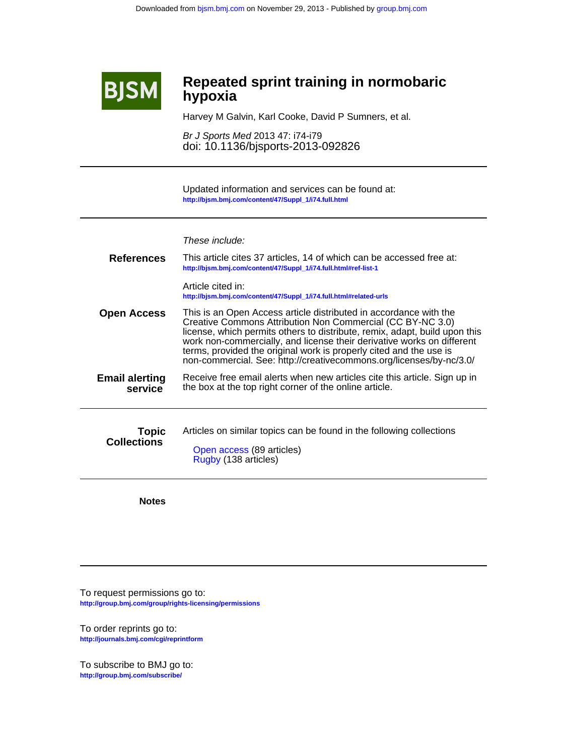Downloaded from bjsm.bmj.com on November 29, 2013 - Published by group.bmj.com

BJSM

# Repeated sprint training in normobaric hypoxia

Harvey M Galvin, Karl Cooke, David P Sumners, et al.

*Br J Sports Med* 2013 47: i74-i79
doi: 10.1136/bjsports-2013-092826

Updated information and services can be found at:
http://bjsm.bmj.com/content/47/Suppl_1/i74.full.html

*These include:*

**References**

This article cites 37 articles, 14 of which can be accessed free at:
http://bjsm.bmj.com/content/47/Suppl_1/i74.full.html#ref-list-1

Article cited in:
http://bjsm.bmj.com/content/47/Suppl_1/i74.full.html#related-urls

**Open Access**

This is an Open Access article distributed in accordance with the Creative Commons Attribution Non Commercial (CC BY-NC 3.0) license, which permits others to distribute, remix, adapt, build upon this work non-commercially, and license their derivative works on different terms, provided the original work is properly cited and the use is non-commercial. See: http://creativecommons.org/licenses/by-nc/3.0/

**Email alerting service**

Receive free email alerts when new articles cite this article. Sign up in the box at the top right corner of the online article.

**Topic Collections**

Articles on similar topics can be found in the following collections

- Open access (89 articles)
- Rugby (138 articles)

**Notes**

To request permissions go to:
http://group.bmj.com/group/rights-licensing/permissions

To order reprints go to:
http://journals.bmj.com/cgi/reprintform

To subscribe to BMJ go to:
http://group.bmj.com/subscribe/